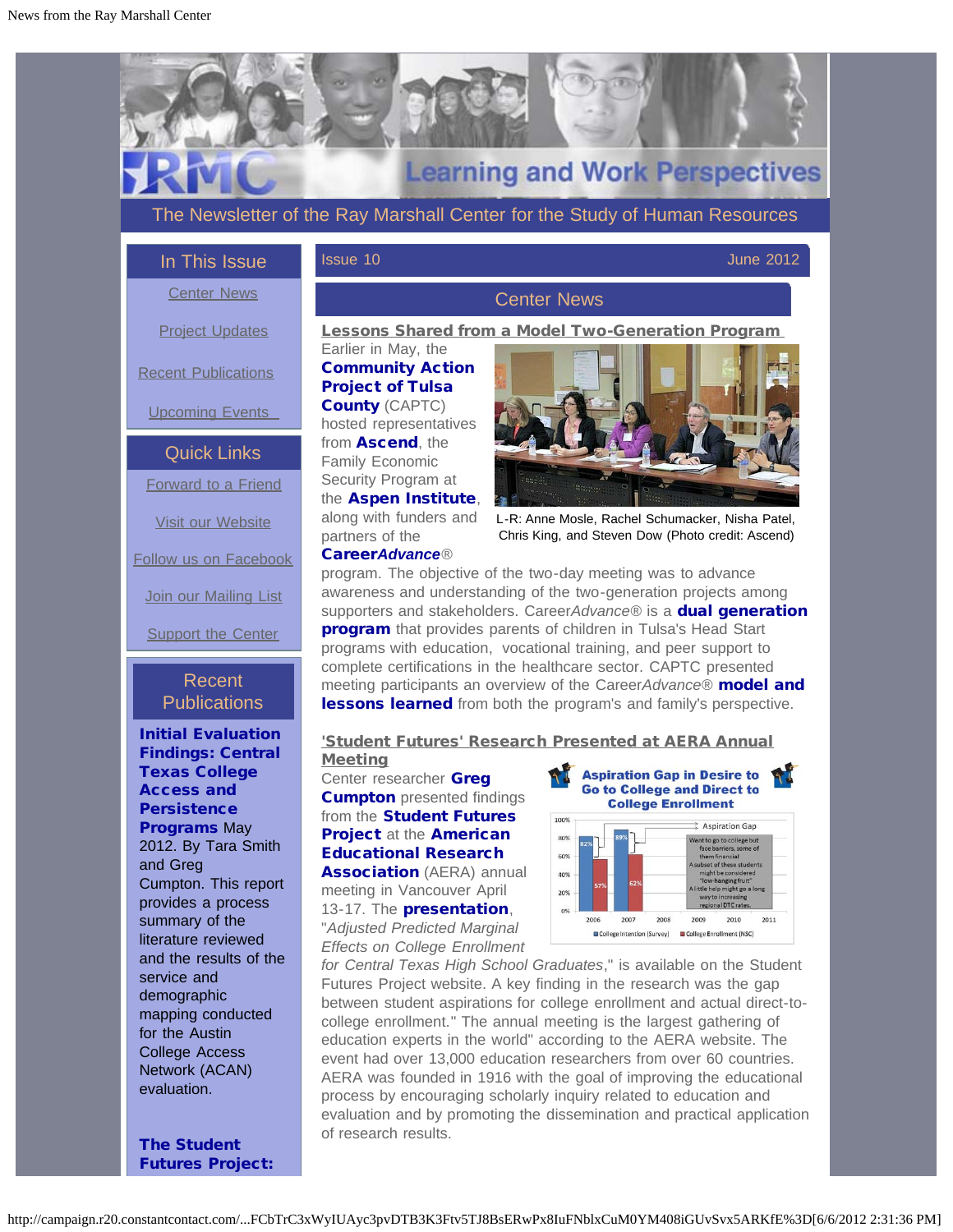# Learning and Work Perspectives

The Newsletter of the Ray Marshall Center for the Study of Human Resources

## In This Issue

Center News

Project Updates

Recent Publications

Upcoming Events

## Quick Links

Forward to a Friend

Visit our Website

Follow us on Facebook

Join our Mailing List

Support the Center

## Recent Publications

**Initial Evaluation Findings: Central Texas College Access and Persistence Programs** May 2012. By Tara Smith and Greg Cumpton. This report provides a process summary of the literature reviewed and the results of the service and demographic mapping conducted for the Austin College Access Network (ACAN) evaluation.

**The Student Futures Project:**

Issue 10 June 2012

## Center News

### Lessons Shared from a Model Two-Generation Program

Earlier in May, the **Community Action Project of Tulsa County** (CAPTC) hosted representatives from **Ascend**, the Family Economic Security Program at the **Aspen Institute**, along with funders and partners of the **Career*Advance*®** program. The objective of the two-day meeting was to advance awareness and understanding of the two-generation projects among supporters and stakeholders. Career*Advance*® is a **dual generation program** that provides parents of children in Tulsa's Head Start programs with education, vocational training, and peer support to complete certifications in the healthcare sector. CAPTC presented meeting participants an overview of the Career*Advance*® **model and lessons learned** from both the program's and family's perspective.

L-R: Anne Mosle, Rachel Schumacker, Nisha Patel, Chris King, and Steven Dow (Photo credit: Ascend)

### 'Student Futures' Research Presented at AERA Annual Meeting

Center researcher **Greg Cumpton** presented findings from the **Student Futures Project** at the **American Educational Research Association** (AERA) annual meeting in Vancouver April 13-17. The **presentation**, "*Adjusted Predicted Marginal Effects on College Enrollment for Central Texas High School Graduates*," is available on the Student Futures Project website. A key finding in the research was the gap between student aspirations for college enrollment and actual direct-to-college enrollment." The annual meeting is the largest gathering of education experts in the world" according to the AERA website. The event had over 13,000 education researchers from over 60 countries. AERA was founded in 1916 with the goal of improving the educational process by encouraging scholarly inquiry related to education and evaluation and by promoting the dissemination and practical application of research results.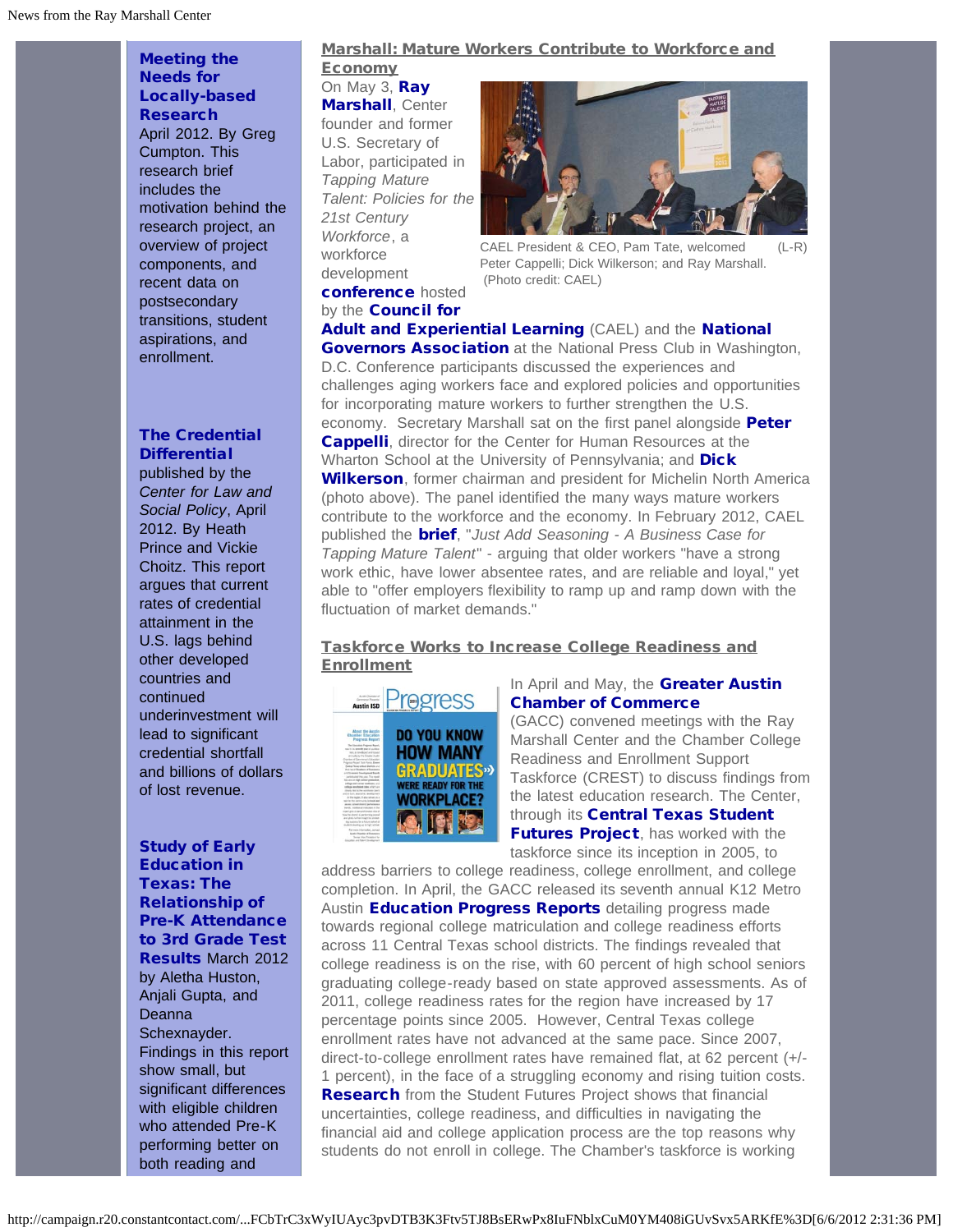**Meeting the Needs for Locally-based Research** April 2012. By Greg Cumpton. This research brief includes the motivation behind the research project, an overview of project components, and recent data on postsecondary transitions, student aspirations, and enrollment.

**The Credential Differential** published by the *Center for Law and Social Policy*, April 2012. By Heath Prince and Vickie Choitz. This report argues that current rates of credential attainment in the U.S. lags behind other developed countries and continued underinvestment will lead to significant credential shortfall and billions of dollars of lost revenue.

**Study of Early Education in Texas: The Relationship of Pre-K Attendance to 3rd Grade Test Results** March 2012 by Aletha Huston, Anjali Gupta, and Deanna Schexnayder. Findings in this report show small, but significant differences with eligible children who attended Pre-K performing better on both reading and

## Marshall: Mature Workers Contribute to Workforce and Economy

On May 3, **Ray Marshall**, Center founder and former U.S. Secretary of Labor, participated in *Tapping Mature Talent: Policies for the 21st Century Workforce*, a workforce development **conference** hosted by the **Council for Adult and Experiential Learning** (CAEL) and the **National Governors Association** at the National Press Club in Washington, D.C. Conference participants discussed the experiences and challenges aging workers face and explored policies and opportunities for incorporating mature workers to further strengthen the U.S. economy. Secretary Marshall sat on the first panel alongside **Peter Cappelli**, director for the Center for Human Resources at the Wharton School at the University of Pennsylvania; and **Dick Wilkerson**, former chairman and president for Michelin North America (photo above). The panel identified the many ways mature workers contribute to the workforce and the economy. In February 2012, CAEL published the **brief**, "*Just Add Seasoning - A Business Case for Tapping Mature Talent*" - arguing that older workers "have a strong work ethic, have lower absentee rates, and are reliable and loyal," yet able to "offer employers flexibility to ramp up and ramp down with the fluctuation of market demands."

CAEL President & CEO, Pam Tate, welcomed (L-R) Peter Cappelli; Dick Wilkerson; and Ray Marshall. (Photo credit: CAEL)

## Taskforce Works to Increase College Readiness and Enrollment

In April and May, the **Greater Austin Chamber of Commerce** (GACC) convened meetings with the Ray Marshall Center and the Chamber College Readiness and Enrollment Support Taskforce (CREST) to discuss findings from the latest education research. The Center, through its **Central Texas Student Futures Project**, has worked with the taskforce since its inception in 2005, to address barriers to college readiness, college enrollment, and college completion. In April, the GACC released its seventh annual K12 Metro Austin **Education Progress Reports** detailing progress made towards regional college matriculation and college readiness efforts across 11 Central Texas school districts. The findings revealed that college readiness is on the rise, with 60 percent of high school seniors graduating college-ready based on state approved assessments. As of 2011, college readiness rates for the region have increased by 17 percentage points since 2005. However, Central Texas college enrollment rates have not advanced at the same pace. Since 2007, direct-to-college enrollment rates have remained flat, at 62 percent (+/- 1 percent), in the face of a struggling economy and rising tuition costs. **Research** from the Student Futures Project shows that financial uncertainties, college readiness, and difficulties in navigating the financial aid and college application process are the top reasons why students do not enroll in college. The Chamber's taskforce is working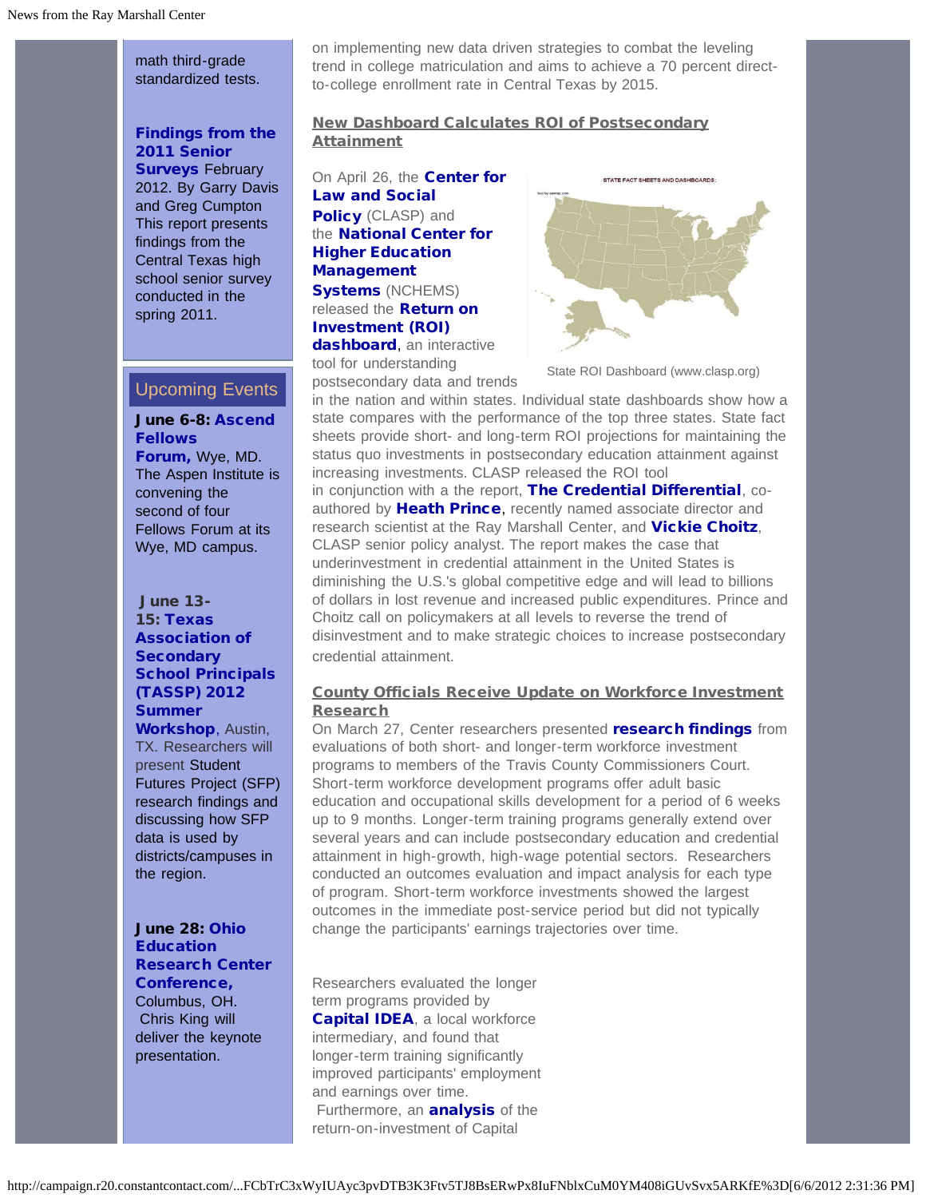math third-grade standardized tests.

**Findings from the 2011 Senior Surveys** February 2012. By Garry Davis and Greg Cumpton This report presents findings from the Central Texas high school senior survey conducted in the spring 2011.

## Upcoming Events

**June 6-8: Ascend Fellows Forum,** Wye, MD. The Aspen Institute is convening the second of four Fellows Forum at its Wye, MD campus.

**June 13-15: Texas Association of Secondary School Principals (TASSP) 2012 Summer Workshop**, Austin, TX. Researchers will present Student Futures Project (SFP) research findings and discussing how SFP data is used by districts/campuses in the region.

**June 28: Ohio Education Research Center Conference,** Columbus, OH. Chris King will deliver the keynote presentation.

on implementing new data driven strategies to combat the leveling trend in college matriculation and aims to achieve a 70 percent direct-to-college enrollment rate in Central Texas by 2015.

### New Dashboard Calculates ROI of Postsecondary Attainment

On April 26, the **Center for Law and Social Policy** (CLASP) and the **National Center for Higher Education Management Systems** (NCHEMS) released the **Return on Investment (ROI) dashboard**, an interactive tool for understanding postsecondary data and trends in the nation and within states. Individual state dashboards show how a state compares with the performance of the top three states. State fact sheets provide short- and long-term ROI projections for maintaining the status quo investments in postsecondary education attainment against increasing investments. CLASP released the ROI tool in conjunction with a the report, **The Credential Differential**, co-authored by **Heath Prince**, recently named associate director and research scientist at the Ray Marshall Center, and **Vickie Choitz**, CLASP senior policy analyst. The report makes the case that underinvestment in credential attainment in the United States is diminishing the U.S.'s global competitive edge and will lead to billions of dollars in lost revenue and increased public expenditures. Prince and Choitz call on policymakers at all levels to reverse the trend of disinvestment and to make strategic choices to increase postsecondary credential attainment.

State ROI Dashboard (www.clasp.org)

### County Officials Receive Update on Workforce Investment Research

On March 27, Center researchers presented **research findings** from evaluations of both short- and longer-term workforce investment programs to members of the Travis County Commissioners Court. Short-term workforce development programs offer adult basic education and occupational skills development for a period of 6 weeks up to 9 months. Longer-term training programs generally extend over several years and can include postsecondary education and credential attainment in high-growth, high-wage potential sectors. Researchers conducted an outcomes evaluation and impact analysis for each type of program. Short-term workforce investments showed the largest outcomes in the immediate post-service period but did not typically change the participants' earnings trajectories over time.

Researchers evaluated the longer term programs provided by **Capital IDEA**, a local workforce intermediary, and found that longer-term training significantly improved participants' employment and earnings over time. Furthermore, an **analysis** of the return-on-investment of Capital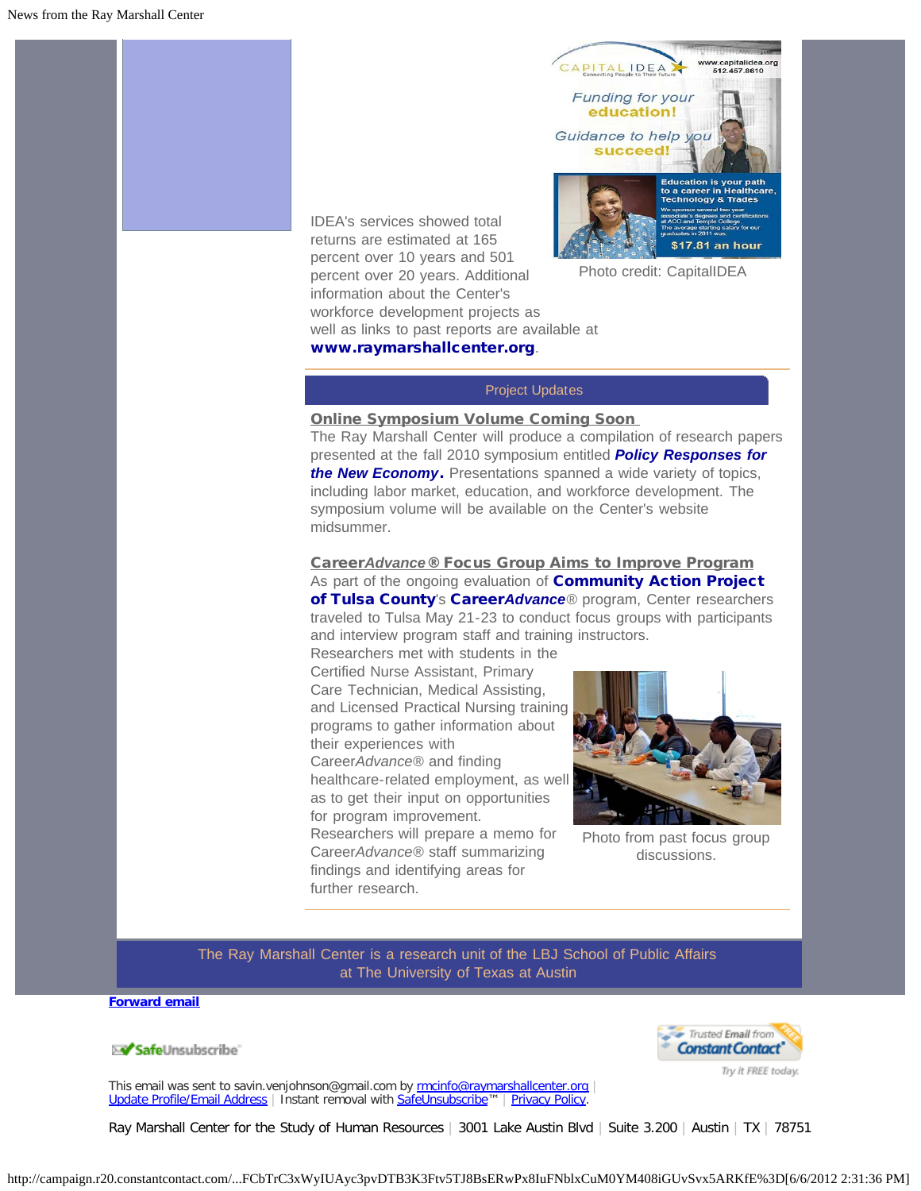IDEA's services showed total returns are estimated at 165 percent over 10 years and 501 percent over 20 years. Additional information about the Center's workforce development projects as well as links to past reports are available at **www.raymarshallcenter.org**.

Photo credit: CapitalIDEA

## Project Updates

### Online Symposium Volume Coming Soon

The Ray Marshall Center will produce a compilation of research papers presented at the fall 2010 symposium entitled ***Policy Responses for the New Economy***. Presentations spanned a wide variety of topics, including labor market, education, and workforce development. The symposium volume will be available on the Center's website midsummer.

### Career*Advance*® Focus Group Aims to Improve Program

As part of the ongoing evaluation of **Community Action Project of Tulsa County**'s **Career*Advance***® program, Center researchers traveled to Tulsa May 21-23 to conduct focus groups with participants and interview program staff and training instructors. Researchers met with students in the Certified Nurse Assistant, Primary Care Technician, Medical Assisting, and Licensed Practical Nursing training programs to gather information about their experiences with Career*Advance*® and finding healthcare-related employment, as well as to get their input on opportunities for program improvement. Researchers will prepare a memo for Career*Advance*® staff summarizing findings and identifying areas for further research.

Photo from past focus group discussions.

The Ray Marshall Center is a research unit of the LBJ School of Public Affairs at The University of Texas at Austin

**Forward email**

SafeUnsubscribe

Trusted Email from Constant Contact — Try it FREE today.

This email was sent to savin.venjohnson@gmail.com by rmcinfo@raymarshallcenter.org | Update Profile/Email Address | Instant removal with SafeUnsubscribe™ | Privacy Policy.

Ray Marshall Center for the Study of Human Resources | 3001 Lake Austin Blvd | Suite 3.200 | Austin | TX | 78751